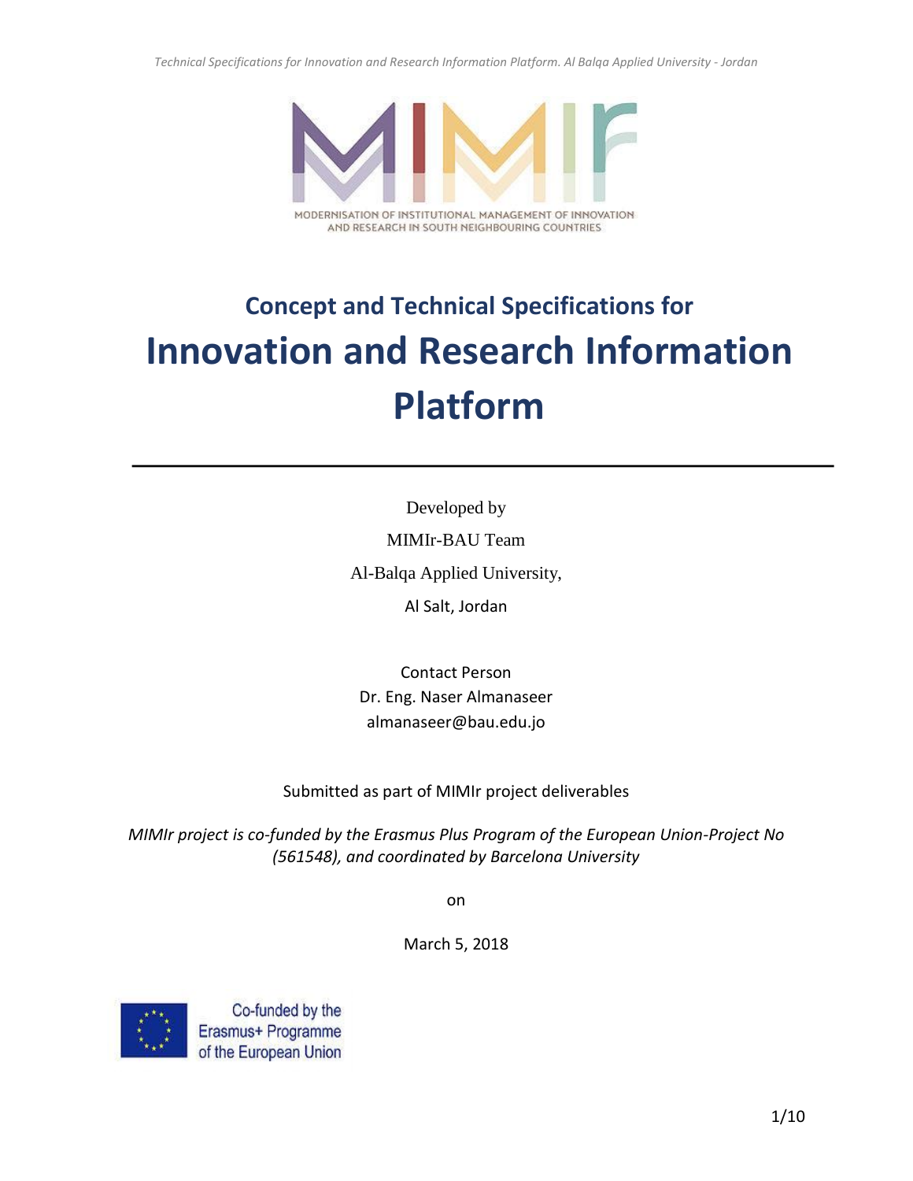MODERNISATION OF INSTITUTIONAL MANAGEMENT OF INNOVATION AND RESEARCH IN SOUTH NEIGHBOURING COUNTRIES

## Concept and Technical Specifications for

# Innovation and Research Information Platform

---

Developed by

MIMIr-BAU Team

Al-Balqa Applied University,

Al Salt, Jordan

Contact Person

Dr. Eng. Naser Almanaseer

almanaseer@bau.edu.jo

Submitted as part of MIMIr project deliverables

*MIMIr project is co-funded by the Erasmus Plus Program of the European Union-Project No (561548), and coordinated by Barcelona University*

on

March 5, 2018

Co-funded by the Erasmus+ Programme of the European Union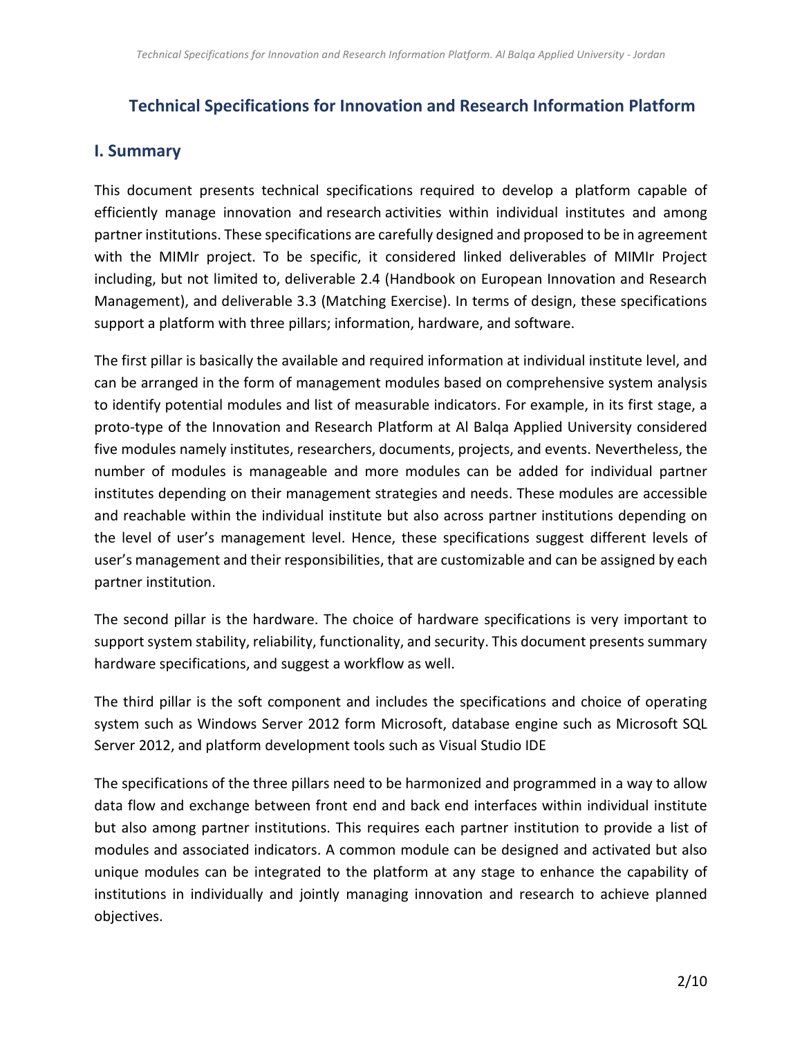## Technical Specifications for Innovation and Research Information Platform

## I. Summary

This document presents technical specifications required to develop a platform capable of efficiently manage innovation and research activities within individual institutes and among partner institutions. These specifications are carefully designed and proposed to be in agreement with the MIMIr project. To be specific, it considered linked deliverables of MIMIr Project including, but not limited to, deliverable 2.4 (Handbook on European Innovation and Research Management), and deliverable 3.3 (Matching Exercise). In terms of design, these specifications support a platform with three pillars; information, hardware, and software.

The first pillar is basically the available and required information at individual institute level, and can be arranged in the form of management modules based on comprehensive system analysis to identify potential modules and list of measurable indicators. For example, in its first stage, a proto-type of the Innovation and Research Platform at Al Balqa Applied University considered five modules namely institutes, researchers, documents, projects, and events. Nevertheless, the number of modules is manageable and more modules can be added for individual partner institutes depending on their management strategies and needs. These modules are accessible and reachable within the individual institute but also across partner institutions depending on the level of user's management level. Hence, these specifications suggest different levels of user's management and their responsibilities, that are customizable and can be assigned by each partner institution.

The second pillar is the hardware. The choice of hardware specifications is very important to support system stability, reliability, functionality, and security. This document presents summary hardware specifications, and suggest a workflow as well.

The third pillar is the soft component and includes the specifications and choice of operating system such as Windows Server 2012 form Microsoft, database engine such as Microsoft SQL Server 2012, and platform development tools such as Visual Studio IDE

The specifications of the three pillars need to be harmonized and programmed in a way to allow data flow and exchange between front end and back end interfaces within individual institute but also among partner institutions. This requires each partner institution to provide a list of modules and associated indicators. A common module can be designed and activated but also unique modules can be integrated to the platform at any stage to enhance the capability of institutions in individually and jointly managing innovation and research to achieve planned objectives.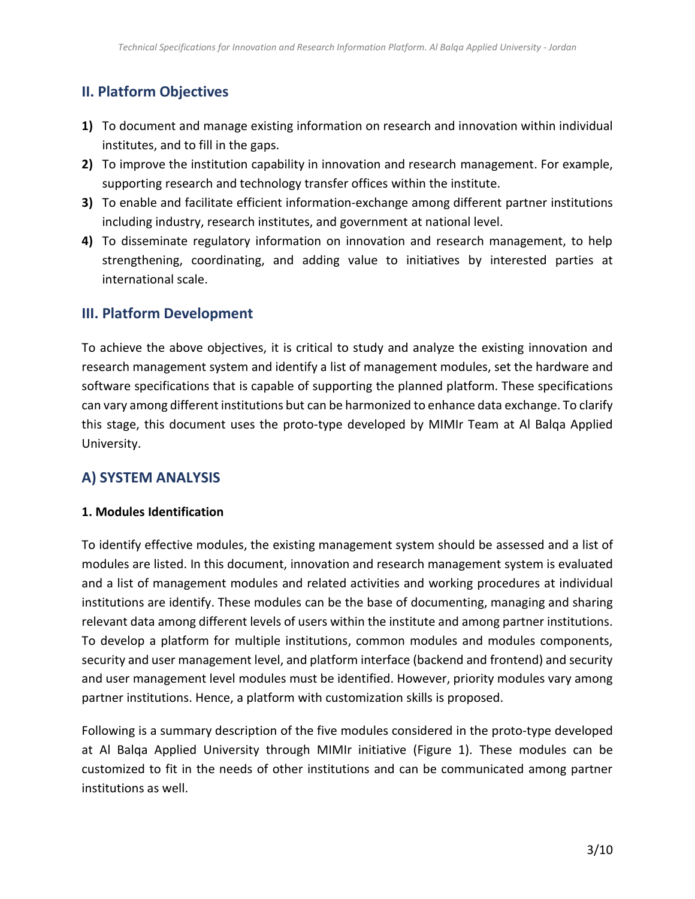## II. Platform Objectives

1) To document and manage existing information on research and innovation within individual institutes, and to fill in the gaps.
2) To improve the institution capability in innovation and research management. For example, supporting research and technology transfer offices within the institute.
3) To enable and facilitate efficient information-exchange among different partner institutions including industry, research institutes, and government at national level.
4) To disseminate regulatory information on innovation and research management, to help strengthening, coordinating, and adding value to initiatives by interested parties at international scale.

## III. Platform Development

To achieve the above objectives, it is critical to study and analyze the existing innovation and research management system and identify a list of management modules, set the hardware and software specifications that is capable of supporting the planned platform. These specifications can vary among different institutions but can be harmonized to enhance data exchange. To clarify this stage, this document uses the proto-type developed by MIMIr Team at Al Balqa Applied University.

## A) SYSTEM ANALYSIS

### 1. Modules Identification

To identify effective modules, the existing management system should be assessed and a list of modules are listed. In this document, innovation and research management system is evaluated and a list of management modules and related activities and working procedures at individual institutions are identify. These modules can be the base of documenting, managing and sharing relevant data among different levels of users within the institute and among partner institutions. To develop a platform for multiple institutions, common modules and modules components, security and user management level, and platform interface (backend and frontend) and security and user management level modules must be identified. However, priority modules vary among partner institutions. Hence, a platform with customization skills is proposed.

Following is a summary description of the five modules considered in the proto-type developed at Al Balqa Applied University through MIMIr initiative (Figure 1). These modules can be customized to fit in the needs of other institutions and can be communicated among partner institutions as well.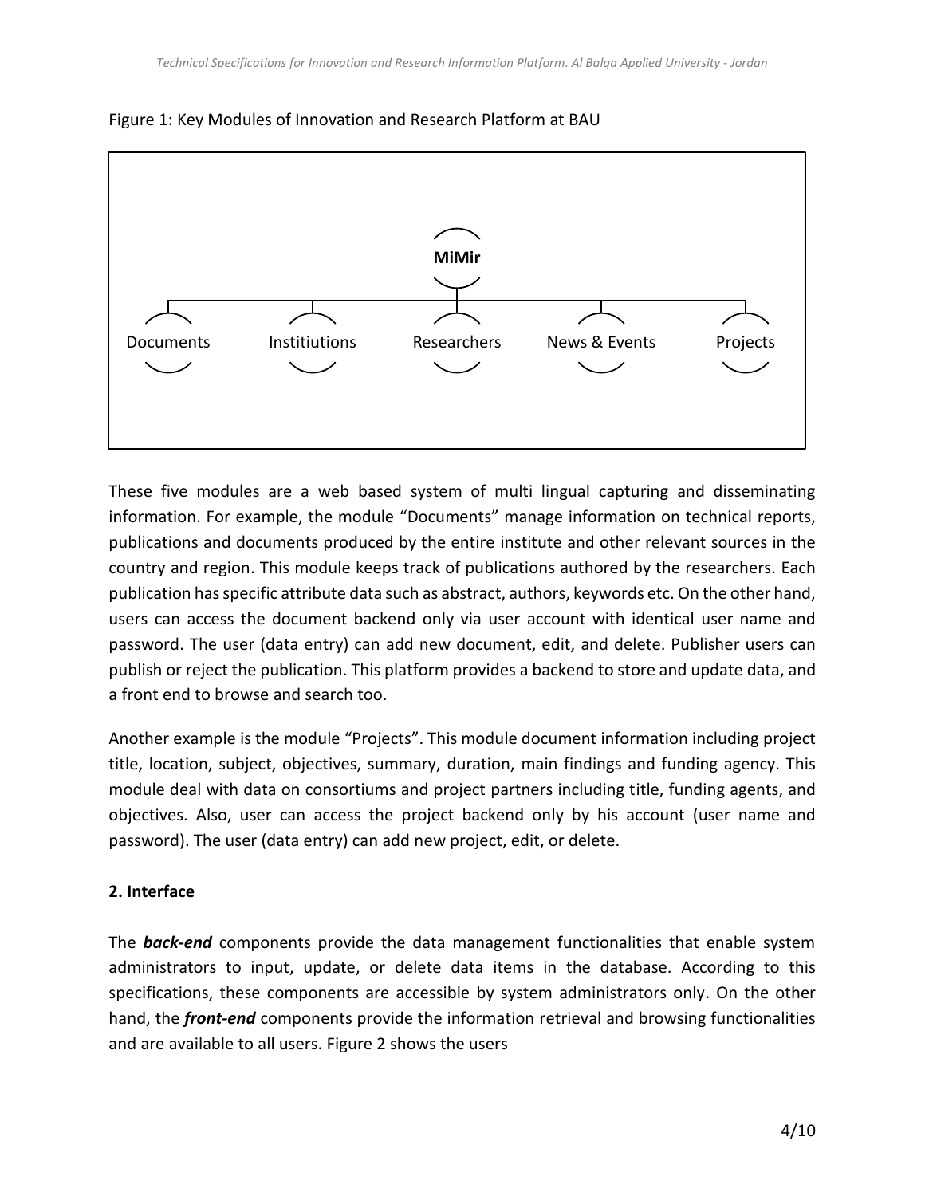Figure 1: Key Modules of Innovation and Research Platform at BAU

MiMir

Documents | Institiutions | Researchers | News & Events | Projects

These five modules are a web based system of multi lingual capturing and disseminating information. For example, the module “Documents” manage information on technical reports, publications and documents produced by the entire institute and other relevant sources in the country and region. This module keeps track of publications authored by the researchers. Each publication has specific attribute data such as abstract, authors, keywords etc. On the other hand, users can access the document backend only via user account with identical user name and password. The user (data entry) can add new document, edit, and delete. Publisher users can publish or reject the publication. This platform provides a backend to store and update data, and a front end to browse and search too.

Another example is the module “Projects”. This module document information including project title, location, subject, objectives, summary, duration, main findings and funding agency. This module deal with data on consortiums and project partners including title, funding agents, and objectives. Also, user can access the project backend only by his account (user name and password). The user (data entry) can add new project, edit, or delete.

## 2. Interface

The ***back-end*** components provide the data management functionalities that enable system administrators to input, update, or delete data items in the database. According to this specifications, these components are accessible by system administrators only. On the other hand, the ***front-end*** components provide the information retrieval and browsing functionalities and are available to all users. Figure 2 shows the users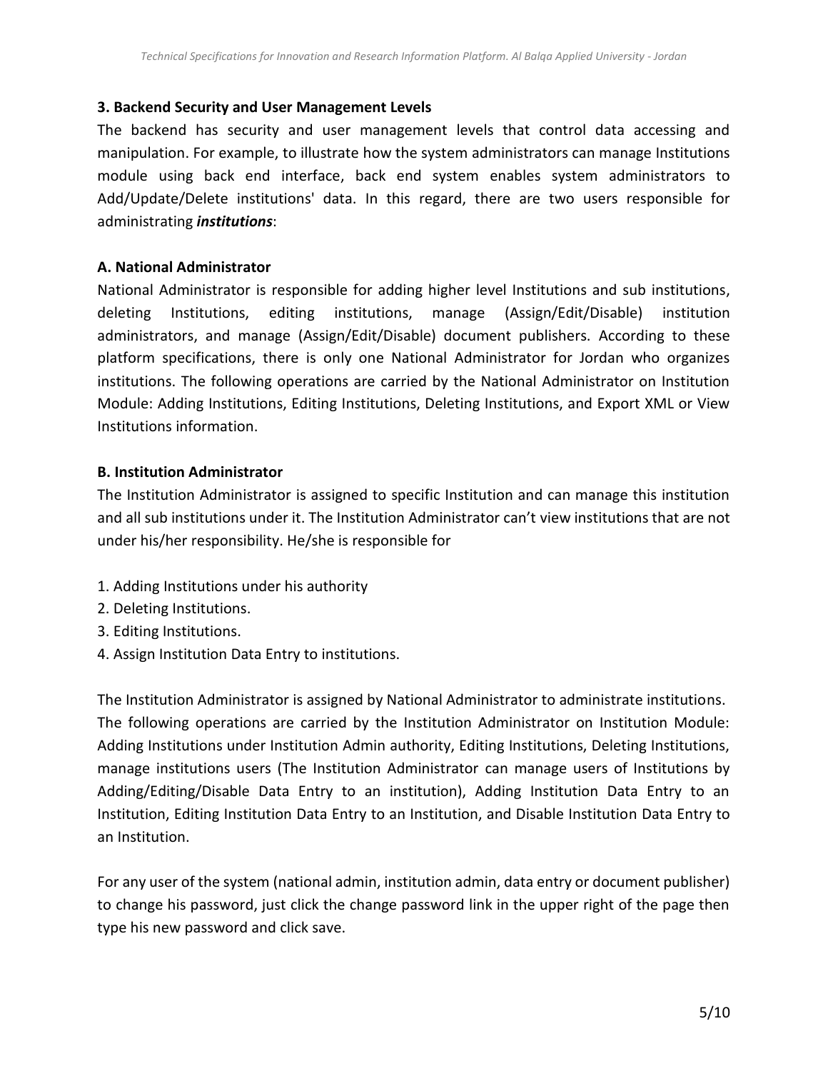### 3. Backend Security and User Management Levels

The backend has security and user management levels that control data accessing and manipulation. For example, to illustrate how the system administrators can manage Institutions module using back end interface, back end system enables system administrators to Add/Update/Delete institutions' data. In this regard, there are two users responsible for administrating ***institutions***:

#### A. National Administrator

National Administrator is responsible for adding higher level Institutions and sub institutions, deleting Institutions, editing institutions, manage (Assign/Edit/Disable) institution administrators, and manage (Assign/Edit/Disable) document publishers. According to these platform specifications, there is only one National Administrator for Jordan who organizes institutions. The following operations are carried by the National Administrator on Institution Module: Adding Institutions, Editing Institutions, Deleting Institutions, and Export XML or View Institutions information.

#### B. Institution Administrator

The Institution Administrator is assigned to specific Institution and can manage this institution and all sub institutions under it. The Institution Administrator can't view institutions that are not under his/her responsibility. He/she is responsible for

1. Adding Institutions under his authority
2. Deleting Institutions.
3. Editing Institutions.
4. Assign Institution Data Entry to institutions.

The Institution Administrator is assigned by National Administrator to administrate institutions. The following operations are carried by the Institution Administrator on Institution Module: Adding Institutions under Institution Admin authority, Editing Institutions, Deleting Institutions, manage institutions users (The Institution Administrator can manage users of Institutions by Adding/Editing/Disable Data Entry to an institution), Adding Institution Data Entry to an Institution, Editing Institution Data Entry to an Institution, and Disable Institution Data Entry to an Institution.

For any user of the system (national admin, institution admin, data entry or document publisher) to change his password, just click the change password link in the upper right of the page then type his new password and click save.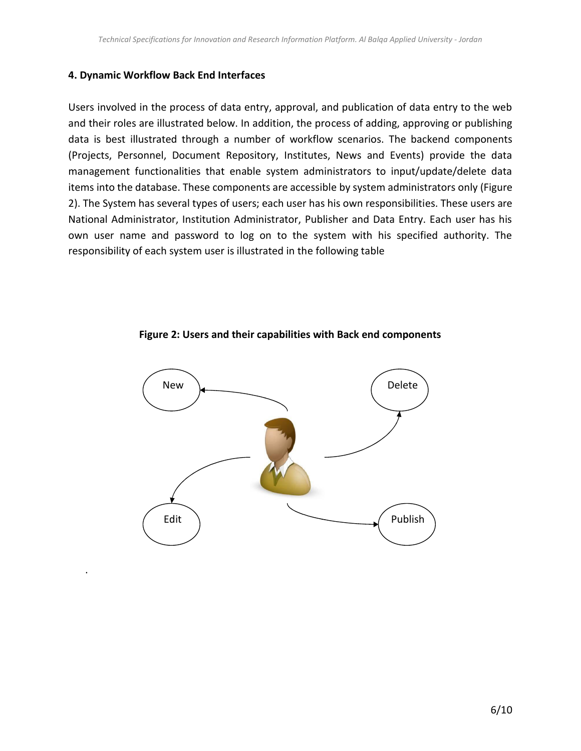### 4. Dynamic Workflow Back End Interfaces

Users involved in the process of data entry, approval, and publication of data entry to the web and their roles are illustrated below. In addition, the process of adding, approving or publishing data is best illustrated through a number of workflow scenarios. The backend components (Projects, Personnel, Document Repository, Institutes, News and Events) provide the data management functionalities that enable system administrators to input/update/delete data items into the database. These components are accessible by system administrators only (Figure 2). The System has several types of users; each user has his own responsibilities. These users are National Administrator, Institution Administrator, Publisher and Data Entry. Each user has his own user name and password to log on to the system with his specified authority. The responsibility of each system user is illustrated in the following table

**Figure 2: Users and their capabilities with Back end components**

New

Delete

Edit

Publish

.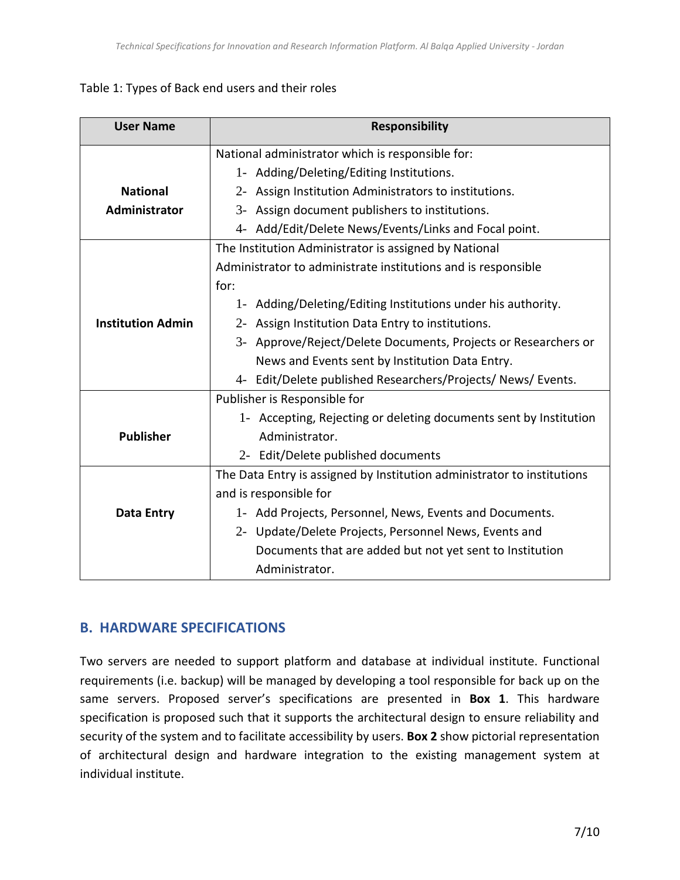Table 1: Types of Back end users and their roles

| User Name | Responsibility |
|---|---|
| **National Administrator** | National administrator which is responsible for:<br>1- Adding/Deleting/Editing Institutions.<br>2- Assign Institution Administrators to institutions.<br>3- Assign document publishers to institutions.<br>4- Add/Edit/Delete News/Events/Links and Focal point. |
| **Institution Admin** | The Institution Administrator is assigned by National Administrator to administrate institutions and is responsible for:<br>1- Adding/Deleting/Editing Institutions under his authority.<br>2- Assign Institution Data Entry to institutions.<br>3- Approve/Reject/Delete Documents, Projects or Researchers or News and Events sent by Institution Data Entry.<br>4- Edit/Delete published Researchers/Projects/ News/ Events. |
| **Publisher** | Publisher is Responsible for<br>1- Accepting, Rejecting or deleting documents sent by Institution Administrator.<br>2- Edit/Delete published documents |
| **Data Entry** | The Data Entry is assigned by Institution administrator to institutions and is responsible for<br>1- Add Projects, Personnel, News, Events and Documents.<br>2- Update/Delete Projects, Personnel News, Events and Documents that are added but not yet sent to Institution Administrator. |

## B. HARDWARE SPECIFICATIONS

Two servers are needed to support platform and database at individual institute. Functional requirements (i.e. backup) will be managed by developing a tool responsible for back up on the same servers. Proposed server's specifications are presented in **Box 1**. This hardware specification is proposed such that it supports the architectural design to ensure reliability and security of the system and to facilitate accessibility by users. **Box 2** show pictorial representation of architectural design and hardware integration to the existing management system at individual institute.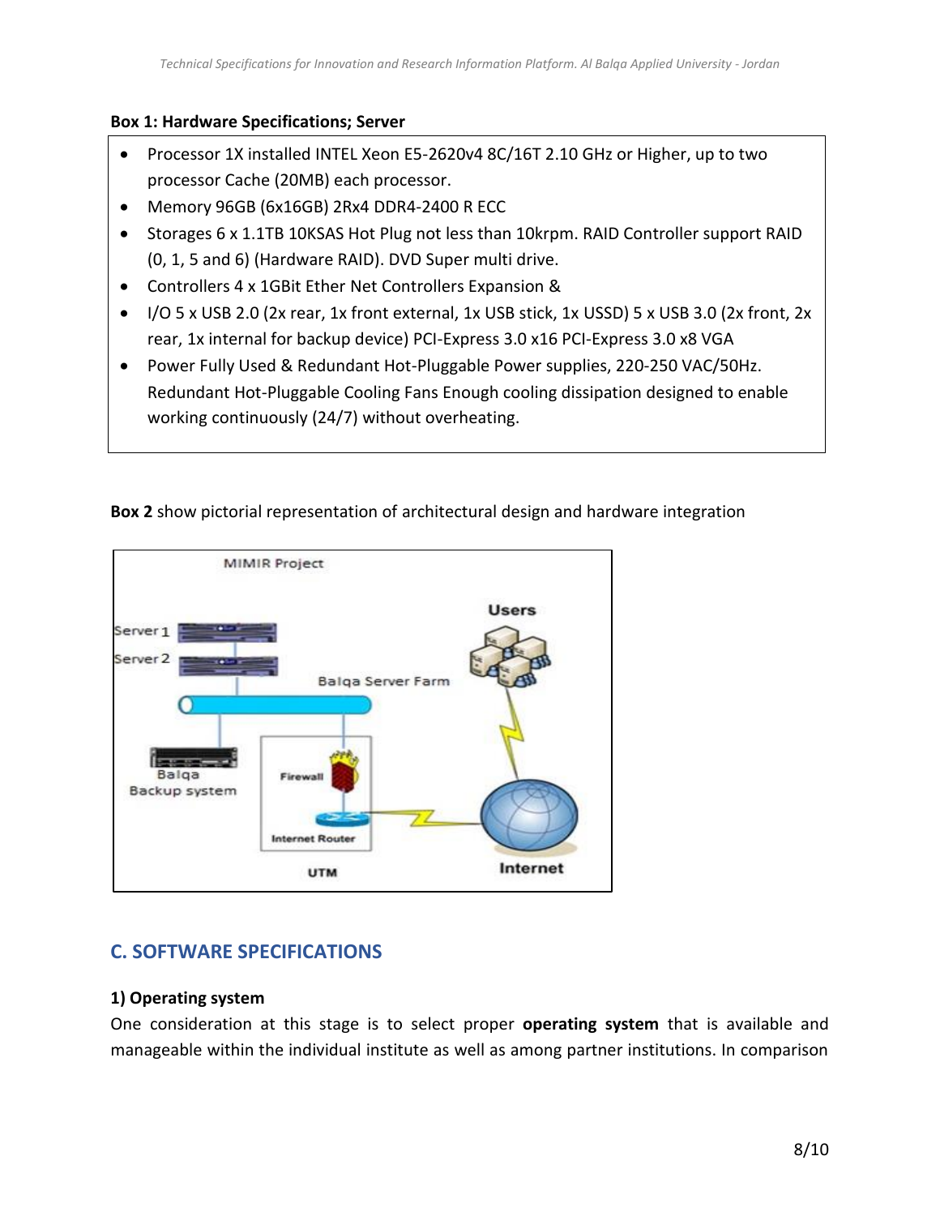**Box 1: Hardware Specifications; Server**

- Processor 1X installed INTEL Xeon E5-2620v4 8C/16T 2.10 GHz or Higher, up to two processor Cache (20MB) each processor.
- Memory 96GB (6x16GB) 2Rx4 DDR4-2400 R ECC
- Storages 6 x 1.1TB 10KSAS Hot Plug not less than 10krpm. RAID Controller support RAID (0, 1, 5 and 6) (Hardware RAID). DVD Super multi drive.
- Controllers 4 x 1GBit Ether Net Controllers Expansion &
- I/O 5 x USB 2.0 (2x rear, 1x front external, 1x USB stick, 1x USSD) 5 x USB 3.0 (2x front, 2x rear, 1x internal for backup device) PCI-Express 3.0 x16 PCI-Express 3.0 x8 VGA
- Power Fully Used & Redundant Hot-Pluggable Power supplies, 220-250 VAC/50Hz. Redundant Hot-Pluggable Cooling Fans Enough cooling dissipation designed to enable working continuously (24/7) without overheating.

**Box 2** show pictorial representation of architectural design and hardware integration

## C. SOFTWARE SPECIFICATIONS

### 1) Operating system

One consideration at this stage is to select proper **operating system** that is available and manageable within the individual institute as well as among partner institutions. In comparison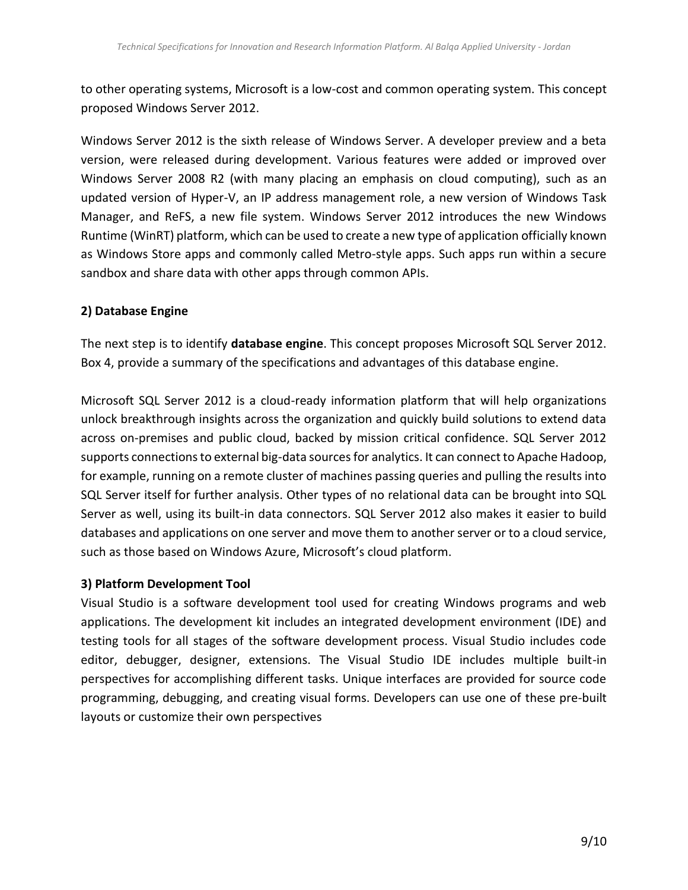to other operating systems, Microsoft is a low-cost and common operating system. This concept proposed Windows Server 2012.

Windows Server 2012 is the sixth release of Windows Server. A developer preview and a beta version, were released during development. Various features were added or improved over Windows Server 2008 R2 (with many placing an emphasis on cloud computing), such as an updated version of Hyper-V, an IP address management role, a new version of Windows Task Manager, and ReFS, a new file system. Windows Server 2012 introduces the new Windows Runtime (WinRT) platform, which can be used to create a new type of application officially known as Windows Store apps and commonly called Metro-style apps. Such apps run within a secure sandbox and share data with other apps through common APIs.

**2) Database Engine**

The next step is to identify **database engine**. This concept proposes Microsoft SQL Server 2012. Box 4, provide a summary of the specifications and advantages of this database engine.

Microsoft SQL Server 2012 is a cloud-ready information platform that will help organizations unlock breakthrough insights across the organization and quickly build solutions to extend data across on-premises and public cloud, backed by mission critical confidence. SQL Server 2012 supports connections to external big-data sources for analytics. It can connect to Apache Hadoop, for example, running on a remote cluster of machines passing queries and pulling the results into SQL Server itself for further analysis. Other types of no relational data can be brought into SQL Server as well, using its built-in data connectors. SQL Server 2012 also makes it easier to build databases and applications on one server and move them to another server or to a cloud service, such as those based on Windows Azure, Microsoft's cloud platform.

**3) Platform Development Tool**

Visual Studio is a software development tool used for creating Windows programs and web applications. The development kit includes an integrated development environment (IDE) and testing tools for all stages of the software development process. Visual Studio includes code editor, debugger, designer, extensions. The Visual Studio IDE includes multiple built-in perspectives for accomplishing different tasks. Unique interfaces are provided for source code programming, debugging, and creating visual forms. Developers can use one of these pre-built layouts or customize their own perspectives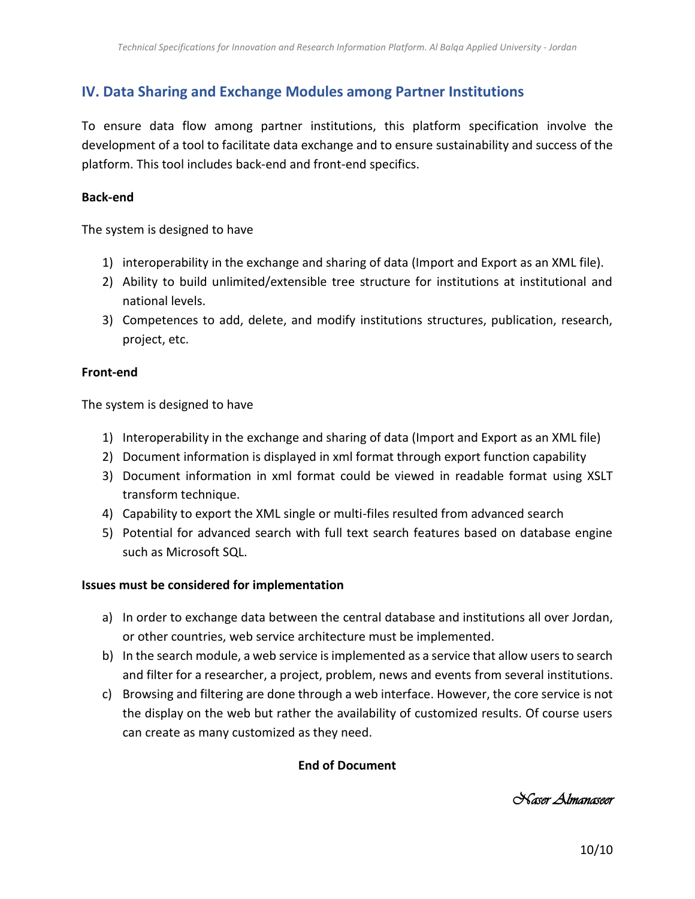## IV. Data Sharing and Exchange Modules among Partner Institutions

To ensure data flow among partner institutions, this platform specification involve the development of a tool to facilitate data exchange and to ensure sustainability and success of the platform. This tool includes back-end and front-end specifics.

**Back-end**

The system is designed to have

1) interoperability in the exchange and sharing of data (Import and Export as an XML file).
2) Ability to build unlimited/extensible tree structure for institutions at institutional and national levels.
3) Competences to add, delete, and modify institutions structures, publication, research, project, etc.

**Front-end**

The system is designed to have

1) Interoperability in the exchange and sharing of data (Import and Export as an XML file)
2) Document information is displayed in xml format through export function capability
3) Document information in xml format could be viewed in readable format using XSLT transform technique.
4) Capability to export the XML single or multi-files resulted from advanced search
5) Potential for advanced search with full text search features based on database engine such as Microsoft SQL.

**Issues must be considered for implementation**

a) In order to exchange data between the central database and institutions all over Jordan, or other countries, web service architecture must be implemented.
b) In the search module, a web service is implemented as a service that allow users to search and filter for a researcher, a project, problem, news and events from several institutions.
c) Browsing and filtering are done through a web interface. However, the core service is not the display on the web but rather the availability of customized results. Of course users can create as many customized as they need.

**End of Document**

*Naser Almanaseer*